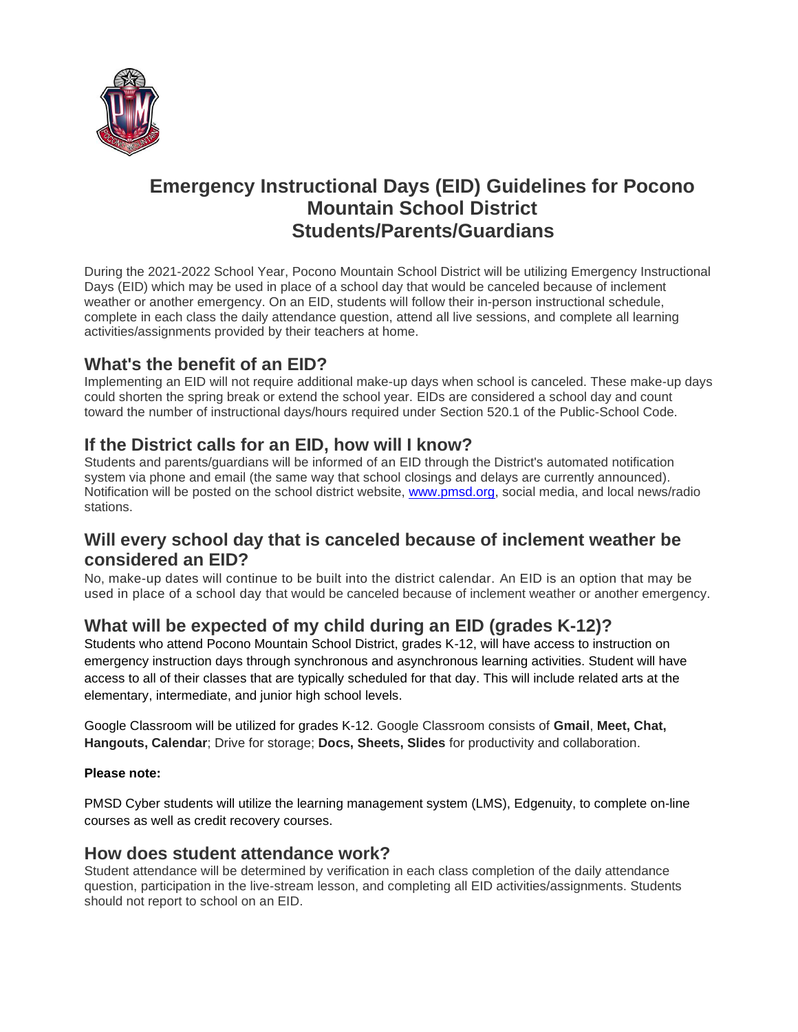# Emergency Instructional Days (EID) Guidelines for Pocono Mountain School District Students/Parents/Guardians

During the 2021-2022 School Year, Pocono Mountain School District will be utilizing Emergency Instructional Days (EID) which may be used in place of a school day that would be canceled because of inclement weather or another emergency. On an EID, students will follow their in-person instructional schedule, complete in each class the daily attendance question, attend all live sessions, and complete all learning activities/assignments provided by their teachers at home.

## What's the benefit of an EID?

Implementing an EID will not require additional make-up days when school is canceled. These make-up days could shorten the spring break or extend the school year. EIDs are considered a school day and count toward the number of instructional days/hours required under Section 520.1 of the Public-School Code.

## If the District calls for an EID, how will I know?

Students and parents/guardians will be informed of an EID through the District's automated notification system via phone and email (the same way that school closings and delays are currently announced). Notification will be posted on the school district website, [www.pmsd.org](http://www.pmsd.org), social media, and local news/radio stations.

## Will every school day that is canceled because of inclement weather be considered an EID?

No, make-up dates will continue to be built into the district calendar. An EID is an option that may be used in place of a school day that would be canceled because of inclement weather or another emergency.

## What will be expected of my child during an EID (grades K-12)?

Students who attend Pocono Mountain School District, grades K-12, will have access to instruction on emergency instruction days through synchronous and asynchronous learning activities. Student will have access to all of their classes that are typically scheduled for that day. This will include related arts at the elementary, intermediate, and junior high school levels.

Google Classroom will be utilized for grades K-12. Google Classroom consists of **Gmail**, **Meet, Chat, Hangouts, Calendar**; Drive for storage; **Docs, Sheets, Slides** for productivity and collaboration.

**Please note:**

PMSD Cyber students will utilize the learning management system (LMS), Edgenuity, to complete on-line courses as well as credit recovery courses.

## How does student attendance work?

Student attendance will be determined by verification in each class completion of the daily attendance question, participation in the live-stream lesson, and completing all EID activities/assignments. Students should not report to school on an EID.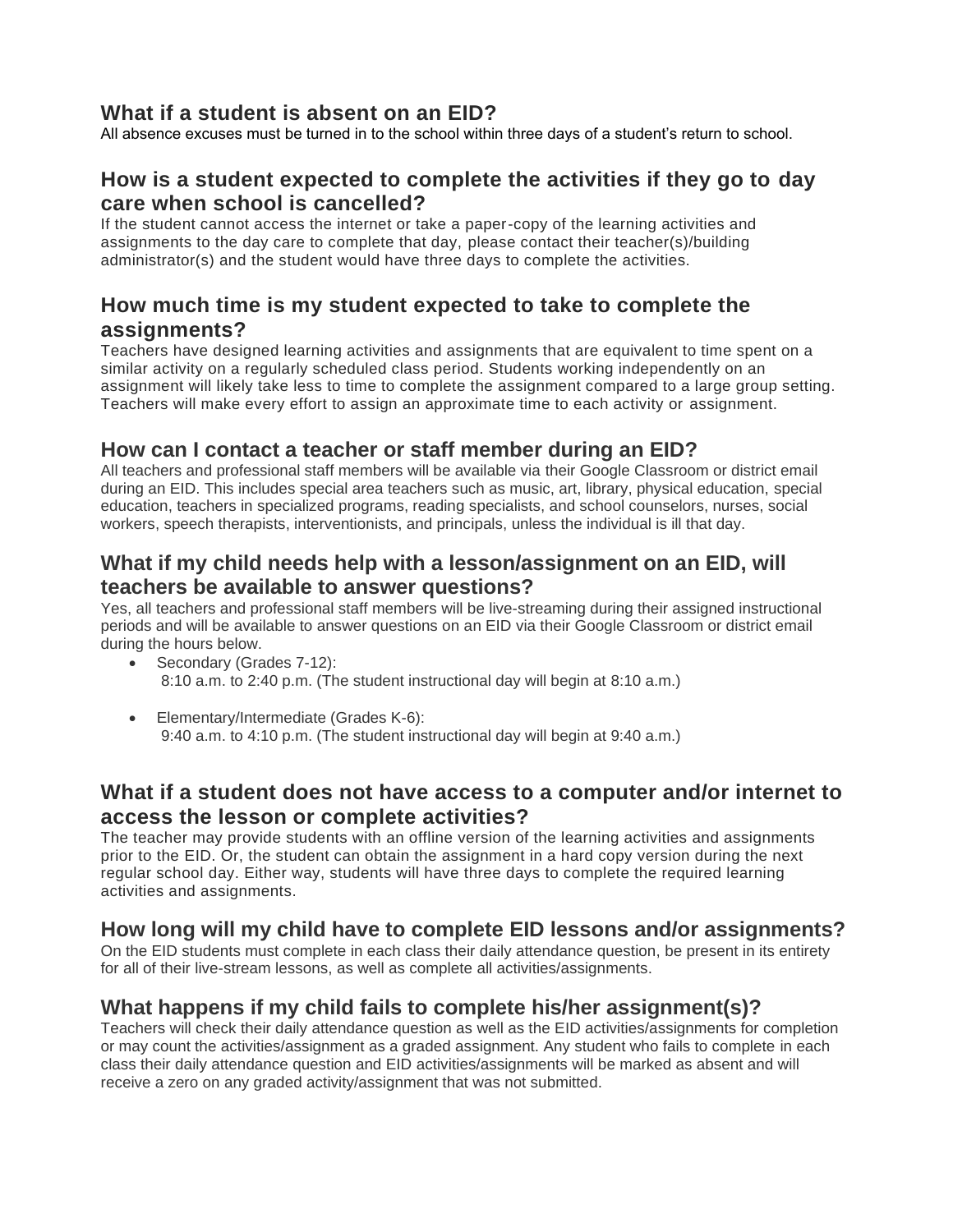## What if a student is absent on an EID?

All absence excuses must be turned in to the school within three days of a student's return to school.

## How is a student expected to complete the activities if they go to day care when school is cancelled?

If the student cannot access the internet or take a paper-copy of the learning activities and assignments to the day care to complete that day, please contact their teacher(s)/building administrator(s) and the student would have three days to complete the activities.

## How much time is my student expected to take to complete the assignments?

Teachers have designed learning activities and assignments that are equivalent to time spent on a similar activity on a regularly scheduled class period. Students working independently on an assignment will likely take less to time to complete the assignment compared to a large group setting. Teachers will make every effort to assign an approximate time to each activity or assignment.

## How can I contact a teacher or staff member during an EID?

All teachers and professional staff members will be available via their Google Classroom or district email during an EID. This includes special area teachers such as music, art, library, physical education, special education, teachers in specialized programs, reading specialists, and school counselors, nurses, social workers, speech therapists, interventionists, and principals, unless the individual is ill that day.

## What if my child needs help with a lesson/assignment on an EID, will teachers be available to answer questions?

Yes, all teachers and professional staff members will be live-streaming during their assigned instructional periods and will be available to answer questions on an EID via their Google Classroom or district email during the hours below.

- Secondary (Grades 7-12):
  8:10 a.m. to 2:40 p.m. (The student instructional day will begin at 8:10 a.m.)

- Elementary/Intermediate (Grades K-6):
  9:40 a.m. to 4:10 p.m. (The student instructional day will begin at 9:40 a.m.)

## What if a student does not have access to a computer and/or internet to access the lesson or complete activities?

The teacher may provide students with an offline version of the learning activities and assignments prior to the EID. Or, the student can obtain the assignment in a hard copy version during the next regular school day. Either way, students will have three days to complete the required learning activities and assignments.

## How long will my child have to complete EID lessons and/or assignments?

On the EID students must complete in each class their daily attendance question, be present in its entirety for all of their live-stream lessons, as well as complete all activities/assignments.

## What happens if my child fails to complete his/her assignment(s)?

Teachers will check their daily attendance question as well as the EID activities/assignments for completion or may count the activities/assignment as a graded assignment. Any student who fails to complete in each class their daily attendance question and EID activities/assignments will be marked as absent and will receive a zero on any graded activity/assignment that was not submitted.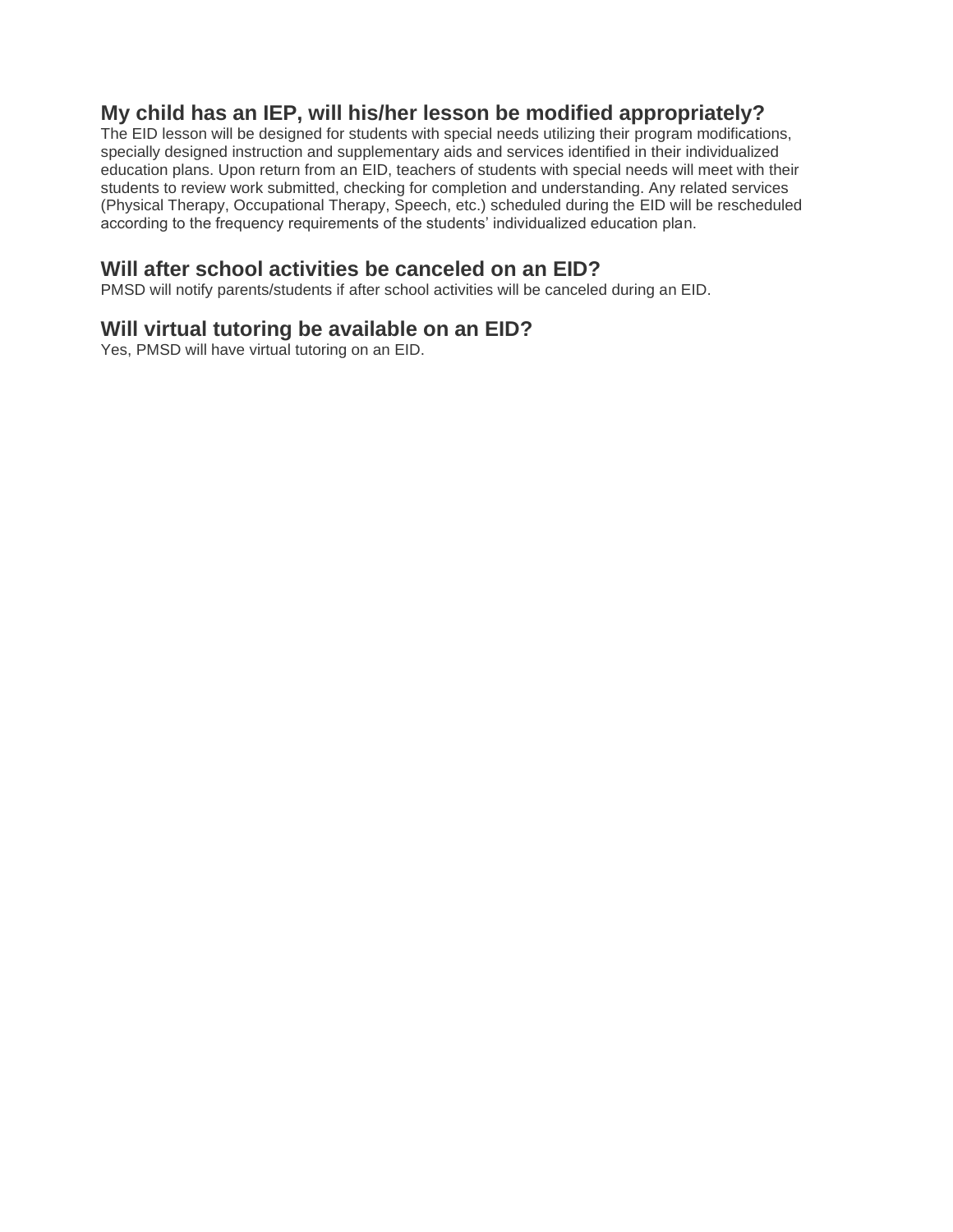### My child has an IEP, will his/her lesson be modified appropriately?

The EID lesson will be designed for students with special needs utilizing their program modifications, specially designed instruction and supplementary aids and services identified in their individualized education plans. Upon return from an EID, teachers of students with special needs will meet with their students to review work submitted, checking for completion and understanding. Any related services (Physical Therapy, Occupational Therapy, Speech, etc.) scheduled during the EID will be rescheduled according to the frequency requirements of the students' individualized education plan.

### Will after school activities be canceled on an EID?

PMSD will notify parents/students if after school activities will be canceled during an EID.

### Will virtual tutoring be available on an EID?

Yes, PMSD will have virtual tutoring on an EID.